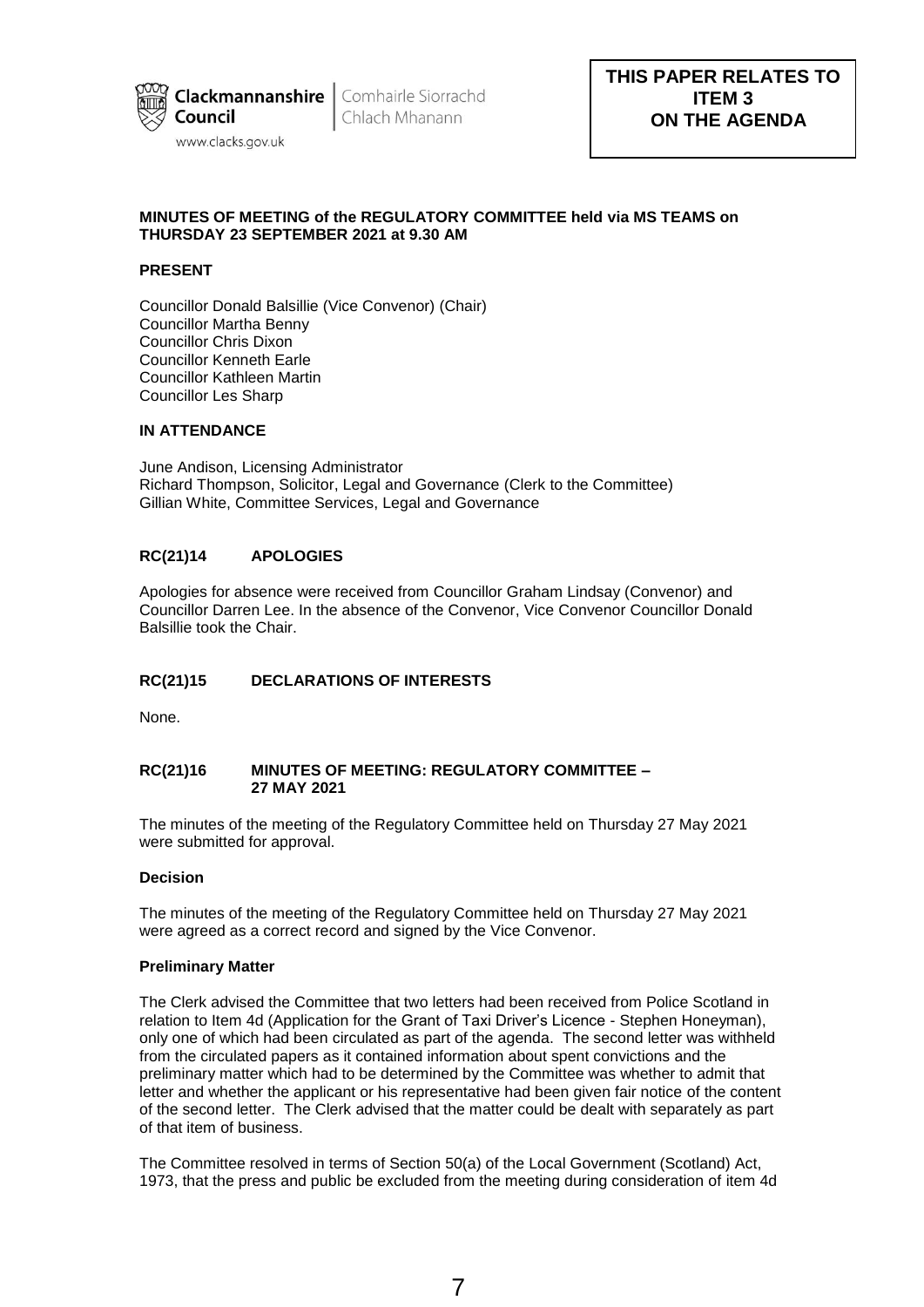Clackmannanshire Council | Comhairle Siorrachd Chlach Mhanann
www.clacks.gov.uk

**THIS PAPER RELATES TO ITEM 3 ON THE AGENDA**

**MINUTES OF MEETING of the REGULATORY COMMITTEE held via MS TEAMS on THURSDAY 23 SEPTEMBER 2021 at 9.30 AM**

**PRESENT**

Councillor Donald Balsillie (Vice Convenor) (Chair)
Councillor Martha Benny
Councillor Chris Dixon
Councillor Kenneth Earle
Councillor Kathleen Martin
Councillor Les Sharp

**IN ATTENDANCE**

June Andison, Licensing Administrator
Richard Thompson, Solicitor, Legal and Governance (Clerk to the Committee)
Gillian White, Committee Services, Legal and Governance

**RC(21)14 APOLOGIES**

Apologies for absence were received from Councillor Graham Lindsay (Convenor) and Councillor Darren Lee. In the absence of the Convenor, Vice Convenor Councillor Donald Balsillie took the Chair.

**RC(21)15 DECLARATIONS OF INTERESTS**

None.

**RC(21)16 MINUTES OF MEETING: REGULATORY COMMITTEE – 27 MAY 2021**

The minutes of the meeting of the Regulatory Committee held on Thursday 27 May 2021 were submitted for approval.

**Decision**

The minutes of the meeting of the Regulatory Committee held on Thursday 27 May 2021 were agreed as a correct record and signed by the Vice Convenor.

**Preliminary Matter**

The Clerk advised the Committee that two letters had been received from Police Scotland in relation to Item 4d (Application for the Grant of Taxi Driver's Licence - Stephen Honeyman), only one of which had been circulated as part of the agenda. The second letter was withheld from the circulated papers as it contained information about spent convictions and the preliminary matter which had to be determined by the Committee was whether to admit that letter and whether the applicant or his representative had been given fair notice of the content of the second letter. The Clerk advised that the matter could be dealt with separately as part of that item of business.

The Committee resolved in terms of Section 50(a) of the Local Government (Scotland) Act, 1973, that the press and public be excluded from the meeting during consideration of item 4d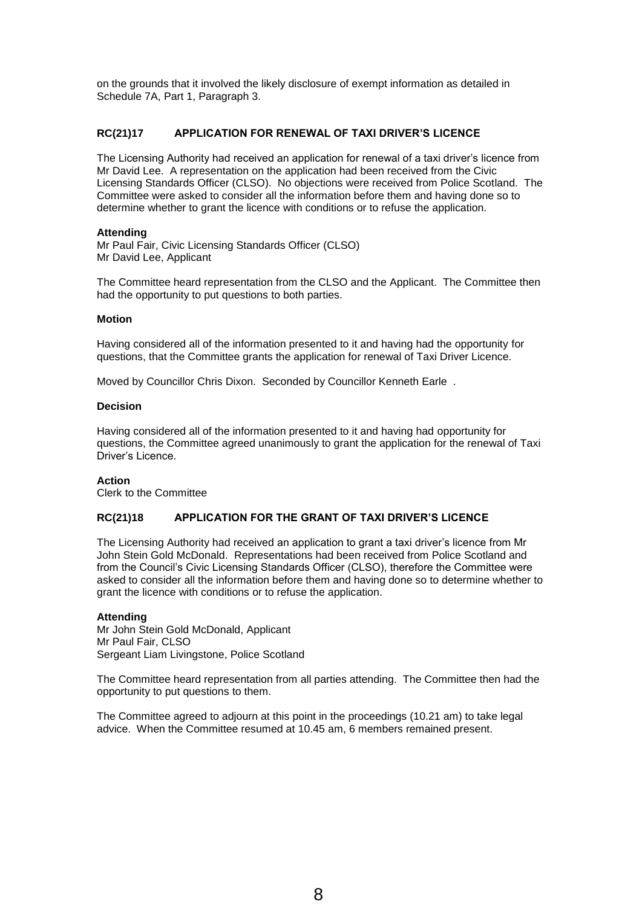on the grounds that it involved the likely disclosure of exempt information as detailed in Schedule 7A, Part 1, Paragraph 3.

## RC(21)17 APPLICATION FOR RENEWAL OF TAXI DRIVER'S LICENCE

The Licensing Authority had received an application for renewal of a taxi driver's licence from Mr David Lee. A representation on the application had been received from the Civic Licensing Standards Officer (CLSO). No objections were received from Police Scotland. The Committee were asked to consider all the information before them and having done so to determine whether to grant the licence with conditions or to refuse the application.

**Attending**
Mr Paul Fair, Civic Licensing Standards Officer (CLSO)
Mr David Lee, Applicant

The Committee heard representation from the CLSO and the Applicant. The Committee then had the opportunity to put questions to both parties.

**Motion**

Having considered all of the information presented to it and having had the opportunity for questions, that the Committee grants the application for renewal of Taxi Driver Licence.

Moved by Councillor Chris Dixon. Seconded by Councillor Kenneth Earle .

**Decision**

Having considered all of the information presented to it and having had opportunity for questions, the Committee agreed unanimously to grant the application for the renewal of Taxi Driver's Licence.

**Action**
Clerk to the Committee

## RC(21)18 APPLICATION FOR THE GRANT OF TAXI DRIVER'S LICENCE

The Licensing Authority had received an application to grant a taxi driver's licence from Mr John Stein Gold McDonald. Representations had been received from Police Scotland and from the Council's Civic Licensing Standards Officer (CLSO), therefore the Committee were asked to consider all the information before them and having done so to determine whether to grant the licence with conditions or to refuse the application.

**Attending**
Mr John Stein Gold McDonald, Applicant
Mr Paul Fair, CLSO
Sergeant Liam Livingstone, Police Scotland

The Committee heard representation from all parties attending. The Committee then had the opportunity to put questions to them.

The Committee agreed to adjourn at this point in the proceedings (10.21 am) to take legal advice. When the Committee resumed at 10.45 am, 6 members remained present.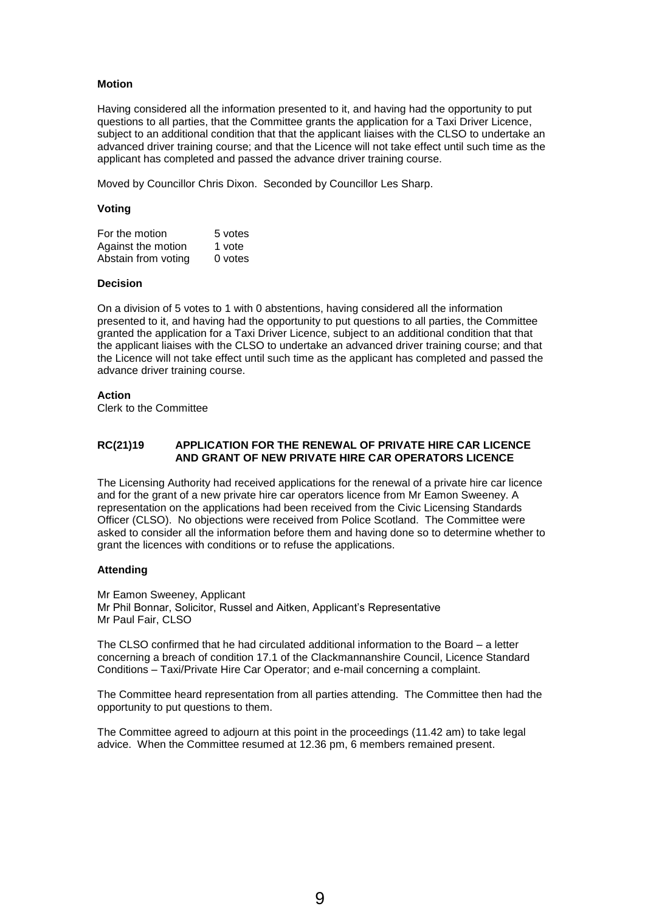**Motion**

Having considered all the information presented to it, and having had the opportunity to put questions to all parties, that the Committee grants the application for a Taxi Driver Licence, subject to an additional condition that that the applicant liaises with the CLSO to undertake an advanced driver training course; and that the Licence will not take effect until such time as the applicant has completed and passed the advance driver training course.

Moved by Councillor Chris Dixon. Seconded by Councillor Les Sharp.

**Voting**

| | |
|---|---|
| For the motion | 5 votes |
| Against the motion | 1 vote |
| Abstain from voting | 0 votes |

**Decision**

On a division of 5 votes to 1 with 0 abstentions, having considered all the information presented to it, and having had the opportunity to put questions to all parties, the Committee granted the application for a Taxi Driver Licence, subject to an additional condition that that the applicant liaises with the CLSO to undertake an advanced driver training course; and that the Licence will not take effect until such time as the applicant has completed and passed the advance driver training course.

**Action**
Clerk to the Committee

**RC(21)19 APPLICATION FOR THE RENEWAL OF PRIVATE HIRE CAR LICENCE AND GRANT OF NEW PRIVATE HIRE CAR OPERATORS LICENCE**

The Licensing Authority had received applications for the renewal of a private hire car licence and for the grant of a new private hire car operators licence from Mr Eamon Sweeney. A representation on the applications had been received from the Civic Licensing Standards Officer (CLSO). No objections were received from Police Scotland. The Committee were asked to consider all the information before them and having done so to determine whether to grant the licences with conditions or to refuse the applications.

**Attending**

Mr Eamon Sweeney, Applicant
Mr Phil Bonnar, Solicitor, Russel and Aitken, Applicant's Representative
Mr Paul Fair, CLSO

The CLSO confirmed that he had circulated additional information to the Board – a letter concerning a breach of condition 17.1 of the Clackmannanshire Council, Licence Standard Conditions – Taxi/Private Hire Car Operator; and e-mail concerning a complaint.

The Committee heard representation from all parties attending. The Committee then had the opportunity to put questions to them.

The Committee agreed to adjourn at this point in the proceedings (11.42 am) to take legal advice. When the Committee resumed at 12.36 pm, 6 members remained present.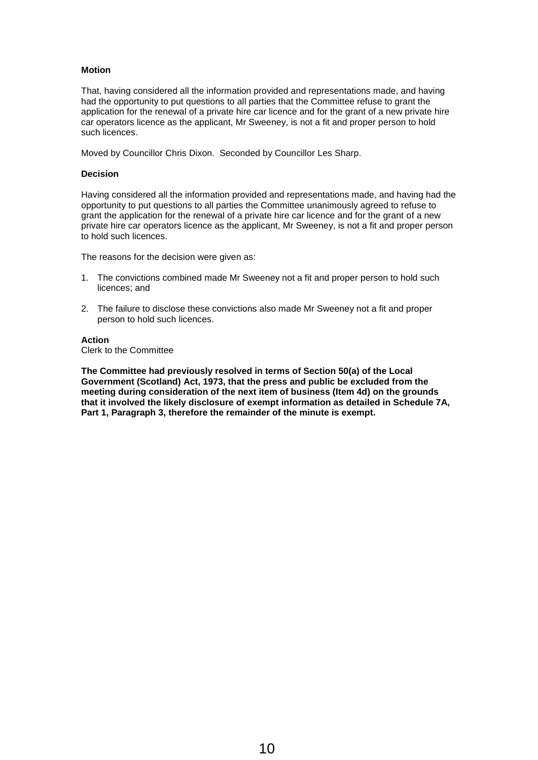**Motion**

That, having considered all the information provided and representations made, and having had the opportunity to put questions to all parties that the Committee refuse to grant the application for the renewal of a private hire car licence and for the grant of a new private hire car operators licence as the applicant, Mr Sweeney, is not a fit and proper person to hold such licences.

Moved by Councillor Chris Dixon. Seconded by Councillor Les Sharp.

**Decision**

Having considered all the information provided and representations made, and having had the opportunity to put questions to all parties the Committee unanimously agreed to refuse to grant the application for the renewal of a private hire car licence and for the grant of a new private hire car operators licence as the applicant, Mr Sweeney, is not a fit and proper person to hold such licences.

The reasons for the decision were given as:

1. The convictions combined made Mr Sweeney not a fit and proper person to hold such licences; and

2. The failure to disclose these convictions also made Mr Sweeney not a fit and proper person to hold such licences.

**Action**
Clerk to the Committee

**The Committee had previously resolved in terms of Section 50(a) of the Local Government (Scotland) Act, 1973, that the press and public be excluded from the meeting during consideration of the next item of business (Item 4d) on the grounds that it involved the likely disclosure of exempt information as detailed in Schedule 7A, Part 1, Paragraph 3, therefore the remainder of the minute is exempt.**